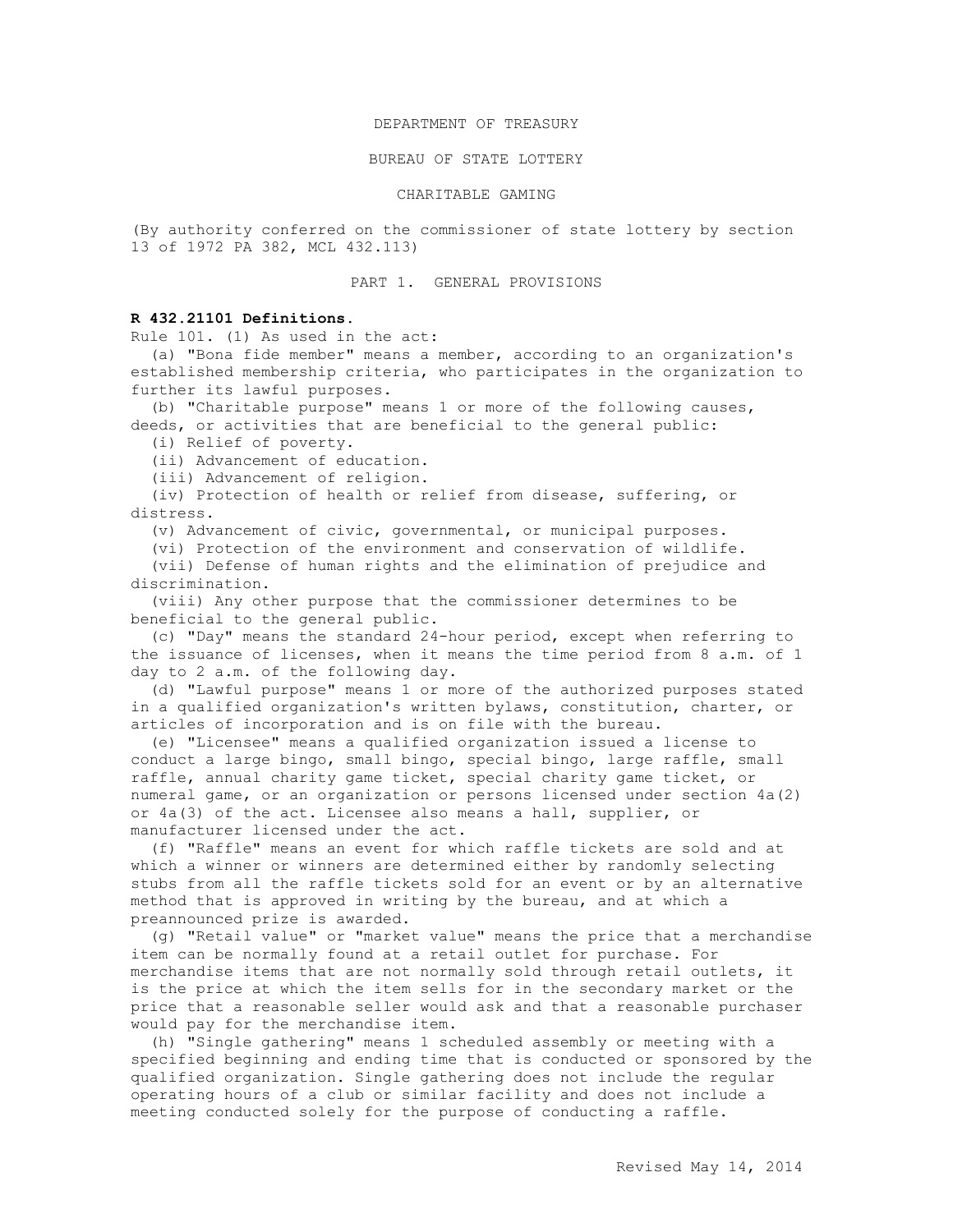DEPARTMENT OF TREASURY

BUREAU OF STATE LOTTERY

CHARITABLE GAMING

(By authority conferred on the commissioner of state lottery by section 13 of 1972 PA 382, MCL 432.113)

PART 1. GENERAL PROVISIONS

**R 432.21101 Definitions.**

Rule 101. (1) As used in the act:

(a) "Bona fide member" means a member, according to an organization's established membership criteria, who participates in the organization to further its lawful purposes.

(b) "Charitable purpose" means 1 or more of the following causes, deeds, or activities that are beneficial to the general public:

(i) Relief of poverty.

(ii) Advancement of education.

(iii) Advancement of religion.

(iv) Protection of health or relief from disease, suffering, or distress.

(v) Advancement of civic, governmental, or municipal purposes.

(vi) Protection of the environment and conservation of wildlife.

(vii) Defense of human rights and the elimination of prejudice and discrimination.

(viii) Any other purpose that the commissioner determines to be beneficial to the general public.

(c) "Day" means the standard 24-hour period, except when referring to the issuance of licenses, when it means the time period from 8 a.m. of 1 day to 2 a.m. of the following day.

(d) "Lawful purpose" means 1 or more of the authorized purposes stated in a qualified organization's written bylaws, constitution, charter, or articles of incorporation and is on file with the bureau.

(e) "Licensee" means a qualified organization issued a license to conduct a large bingo, small bingo, special bingo, large raffle, small raffle, annual charity game ticket, special charity game ticket, or numeral game, or an organization or persons licensed under section 4a(2) or 4a(3) of the act. Licensee also means a hall, supplier, or manufacturer licensed under the act.

(f) "Raffle" means an event for which raffle tickets are sold and at which a winner or winners are determined either by randomly selecting stubs from all the raffle tickets sold for an event or by an alternative method that is approved in writing by the bureau, and at which a preannounced prize is awarded.

(g) "Retail value" or "market value" means the price that a merchandise item can be normally found at a retail outlet for purchase. For merchandise items that are not normally sold through retail outlets, it is the price at which the item sells for in the secondary market or the price that a reasonable seller would ask and that a reasonable purchaser would pay for the merchandise item.

(h) "Single gathering" means 1 scheduled assembly or meeting with a specified beginning and ending time that is conducted or sponsored by the qualified organization. Single gathering does not include the regular operating hours of a club or similar facility and does not include a meeting conducted solely for the purpose of conducting a raffle.

Revised May 14, 2014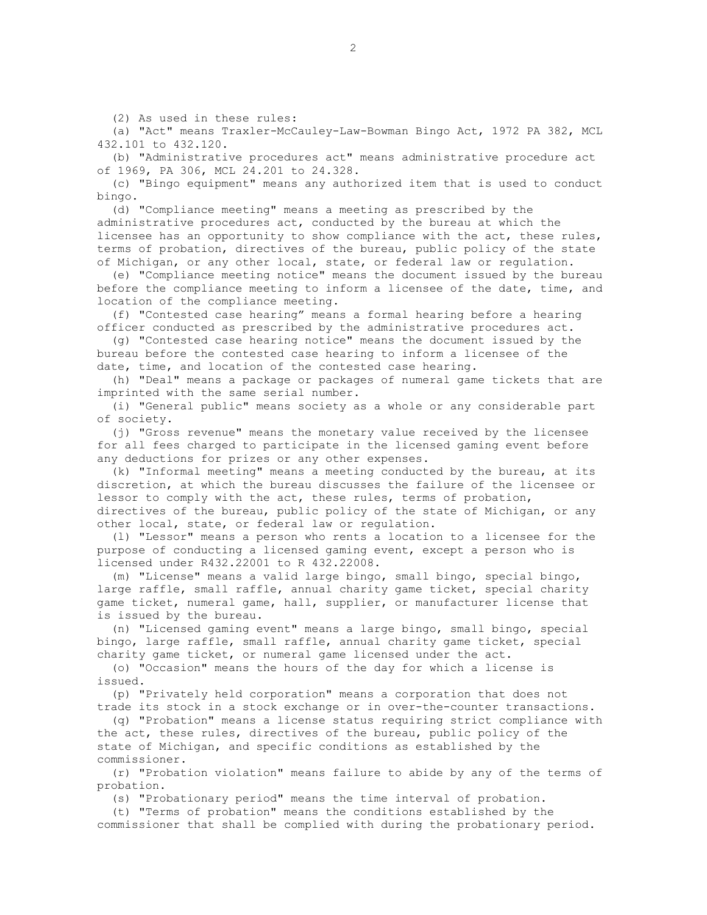(2) As used in these rules:

(a) "Act" means Traxler-McCauley-Law-Bowman Bingo Act, 1972 PA 382, MCL 432.101 to 432.120.

(b) "Administrative procedures act" means administrative procedure act of 1969, PA 306, MCL 24.201 to 24.328.

(c) "Bingo equipment" means any authorized item that is used to conduct bingo.

(d) "Compliance meeting" means a meeting as prescribed by the administrative procedures act, conducted by the bureau at which the licensee has an opportunity to show compliance with the act, these rules, terms of probation, directives of the bureau, public policy of the state of Michigan, or any other local, state, or federal law or regulation.

(e) "Compliance meeting notice" means the document issued by the bureau before the compliance meeting to inform a licensee of the date, time, and location of the compliance meeting.

(f) "Contested case hearing" means a formal hearing before a hearing officer conducted as prescribed by the administrative procedures act.

(g) "Contested case hearing notice" means the document issued by the bureau before the contested case hearing to inform a licensee of the date, time, and location of the contested case hearing.

(h) "Deal" means a package or packages of numeral game tickets that are imprinted with the same serial number.

(i) "General public" means society as a whole or any considerable part of society.

(j) "Gross revenue" means the monetary value received by the licensee for all fees charged to participate in the licensed gaming event before any deductions for prizes or any other expenses.

(k) "Informal meeting" means a meeting conducted by the bureau, at its discretion, at which the bureau discusses the failure of the licensee or lessor to comply with the act, these rules, terms of probation, directives of the bureau, public policy of the state of Michigan, or any other local, state, or federal law or regulation.

(l) "Lessor" means a person who rents a location to a licensee for the purpose of conducting a licensed gaming event, except a person who is licensed under R432.22001 to R 432.22008.

(m) "License" means a valid large bingo, small bingo, special bingo, large raffle, small raffle, annual charity game ticket, special charity game ticket, numeral game, hall, supplier, or manufacturer license that is issued by the bureau.

(n) "Licensed gaming event" means a large bingo, small bingo, special bingo, large raffle, small raffle, annual charity game ticket, special charity game ticket, or numeral game licensed under the act.

(o) "Occasion" means the hours of the day for which a license is issued.

(p) "Privately held corporation" means a corporation that does not trade its stock in a stock exchange or in over-the-counter transactions.

(q) "Probation" means a license status requiring strict compliance with the act, these rules, directives of the bureau, public policy of the state of Michigan, and specific conditions as established by the commissioner.

(r) "Probation violation" means failure to abide by any of the terms of probation.

(s) "Probationary period" means the time interval of probation.

(t) "Terms of probation" means the conditions established by the commissioner that shall be complied with during the probationary period.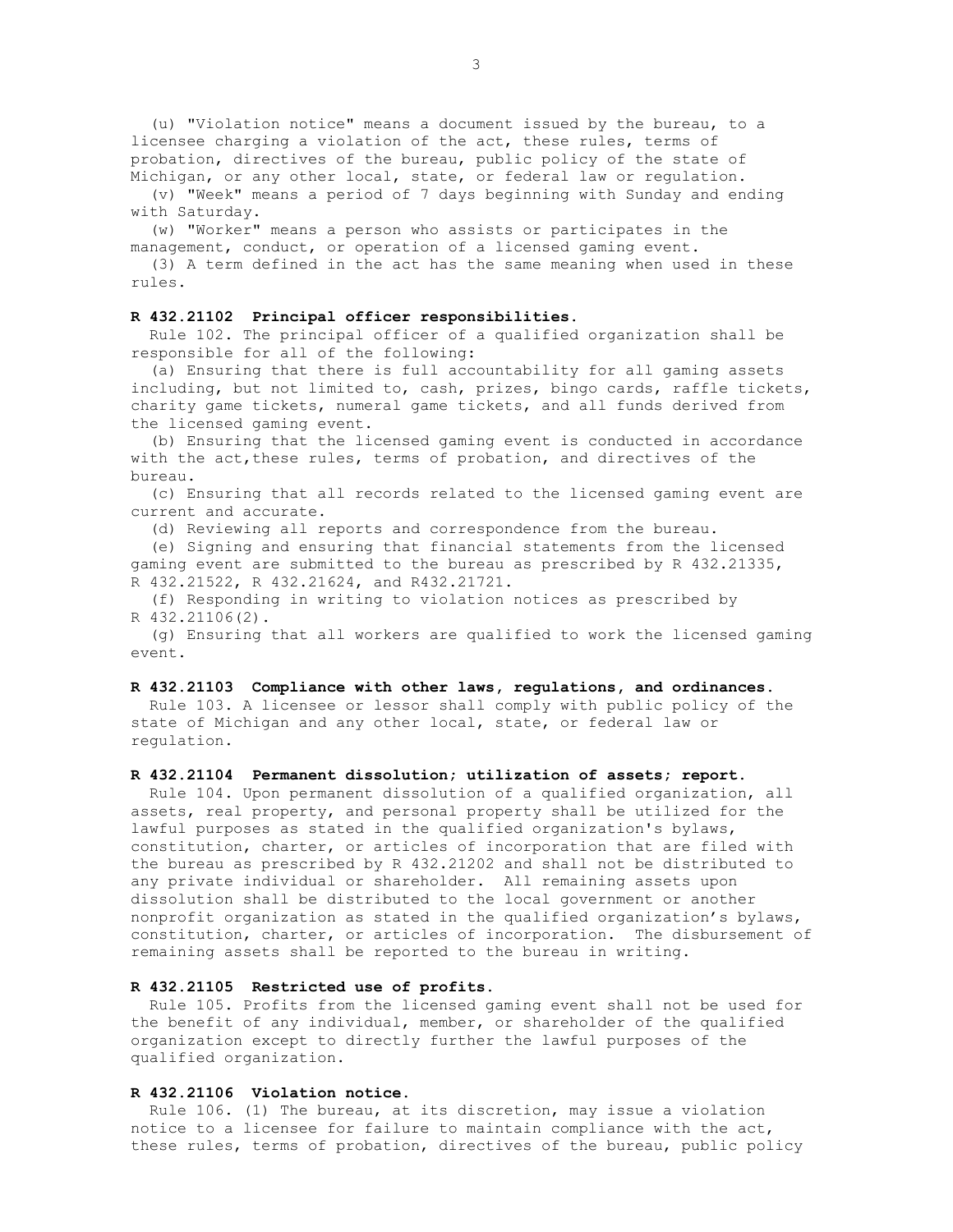(u) "Violation notice" means a document issued by the bureau, to a licensee charging a violation of the act, these rules, terms of probation, directives of the bureau, public policy of the state of Michigan, or any other local, state, or federal law or regulation.

(v) "Week" means a period of 7 days beginning with Sunday and ending with Saturday.

(w) "Worker" means a person who assists or participates in the management, conduct, or operation of a licensed gaming event.

(3) A term defined in the act has the same meaning when used in these rules.

**R 432.21102 Principal officer responsibilities.**

Rule 102. The principal officer of a qualified organization shall be responsible for all of the following:

(a) Ensuring that there is full accountability for all gaming assets including, but not limited to, cash, prizes, bingo cards, raffle tickets, charity game tickets, numeral game tickets, and all funds derived from the licensed gaming event.

(b) Ensuring that the licensed gaming event is conducted in accordance with the act,these rules, terms of probation, and directives of the bureau.

(c) Ensuring that all records related to the licensed gaming event are current and accurate.

(d) Reviewing all reports and correspondence from the bureau.

(e) Signing and ensuring that financial statements from the licensed gaming event are submitted to the bureau as prescribed by R 432.21335, R 432.21522, R 432.21624, and R432.21721.

(f) Responding in writing to violation notices as prescribed by R 432.21106(2).

(g) Ensuring that all workers are qualified to work the licensed gaming event.

**R 432.21103 Compliance with other laws, regulations, and ordinances.**

Rule 103. A licensee or lessor shall comply with public policy of the state of Michigan and any other local, state, or federal law or regulation.

**R 432.21104 Permanent dissolution; utilization of assets; report.**

Rule 104. Upon permanent dissolution of a qualified organization, all assets, real property, and personal property shall be utilized for the lawful purposes as stated in the qualified organization's bylaws, constitution, charter, or articles of incorporation that are filed with the bureau as prescribed by R 432.21202 and shall not be distributed to any private individual or shareholder. All remaining assets upon dissolution shall be distributed to the local government or another nonprofit organization as stated in the qualified organization's bylaws, constitution, charter, or articles of incorporation. The disbursement of remaining assets shall be reported to the bureau in writing.

**R 432.21105 Restricted use of profits.**

Rule 105. Profits from the licensed gaming event shall not be used for the benefit of any individual, member, or shareholder of the qualified organization except to directly further the lawful purposes of the qualified organization.

**R 432.21106 Violation notice.**

Rule 106. (1) The bureau, at its discretion, may issue a violation notice to a licensee for failure to maintain compliance with the act, these rules, terms of probation, directives of the bureau, public policy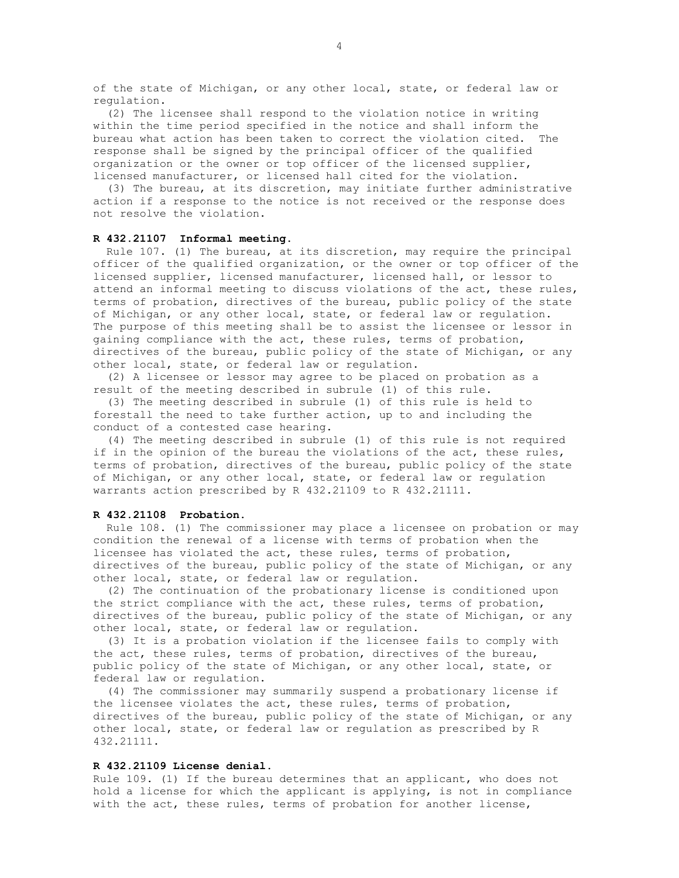of the state of Michigan, or any other local, state, or federal law or regulation.

(2) The licensee shall respond to the violation notice in writing within the time period specified in the notice and shall inform the bureau what action has been taken to correct the violation cited. The response shall be signed by the principal officer of the qualified organization or the owner or top officer of the licensed supplier, licensed manufacturer, or licensed hall cited for the violation.

(3) The bureau, at its discretion, may initiate further administrative action if a response to the notice is not received or the response does not resolve the violation.

**R 432.21107 Informal meeting.**

Rule 107. (1) The bureau, at its discretion, may require the principal officer of the qualified organization, or the owner or top officer of the licensed supplier, licensed manufacturer, licensed hall, or lessor to attend an informal meeting to discuss violations of the act, these rules, terms of probation, directives of the bureau, public policy of the state of Michigan, or any other local, state, or federal law or regulation. The purpose of this meeting shall be to assist the licensee or lessor in gaining compliance with the act, these rules, terms of probation, directives of the bureau, public policy of the state of Michigan, or any other local, state, or federal law or regulation.

(2) A licensee or lessor may agree to be placed on probation as a result of the meeting described in subrule (1) of this rule.

(3) The meeting described in subrule (1) of this rule is held to forestall the need to take further action, up to and including the conduct of a contested case hearing.

(4) The meeting described in subrule (1) of this rule is not required if in the opinion of the bureau the violations of the act, these rules, terms of probation, directives of the bureau, public policy of the state of Michigan, or any other local, state, or federal law or regulation warrants action prescribed by R 432.21109 to R 432.21111.

**R 432.21108 Probation.**

Rule 108. (1) The commissioner may place a licensee on probation or may condition the renewal of a license with terms of probation when the licensee has violated the act, these rules, terms of probation, directives of the bureau, public policy of the state of Michigan, or any other local, state, or federal law or regulation.

(2) The continuation of the probationary license is conditioned upon the strict compliance with the act, these rules, terms of probation, directives of the bureau, public policy of the state of Michigan, or any other local, state, or federal law or regulation.

(3) It is a probation violation if the licensee fails to comply with the act, these rules, terms of probation, directives of the bureau, public policy of the state of Michigan, or any other local, state, or federal law or regulation.

(4) The commissioner may summarily suspend a probationary license if the licensee violates the act, these rules, terms of probation, directives of the bureau, public policy of the state of Michigan, or any other local, state, or federal law or regulation as prescribed by R 432.21111.

**R 432.21109 License denial.**

Rule 109. (1) If the bureau determines that an applicant, who does not hold a license for which the applicant is applying, is not in compliance with the act, these rules, terms of probation for another license,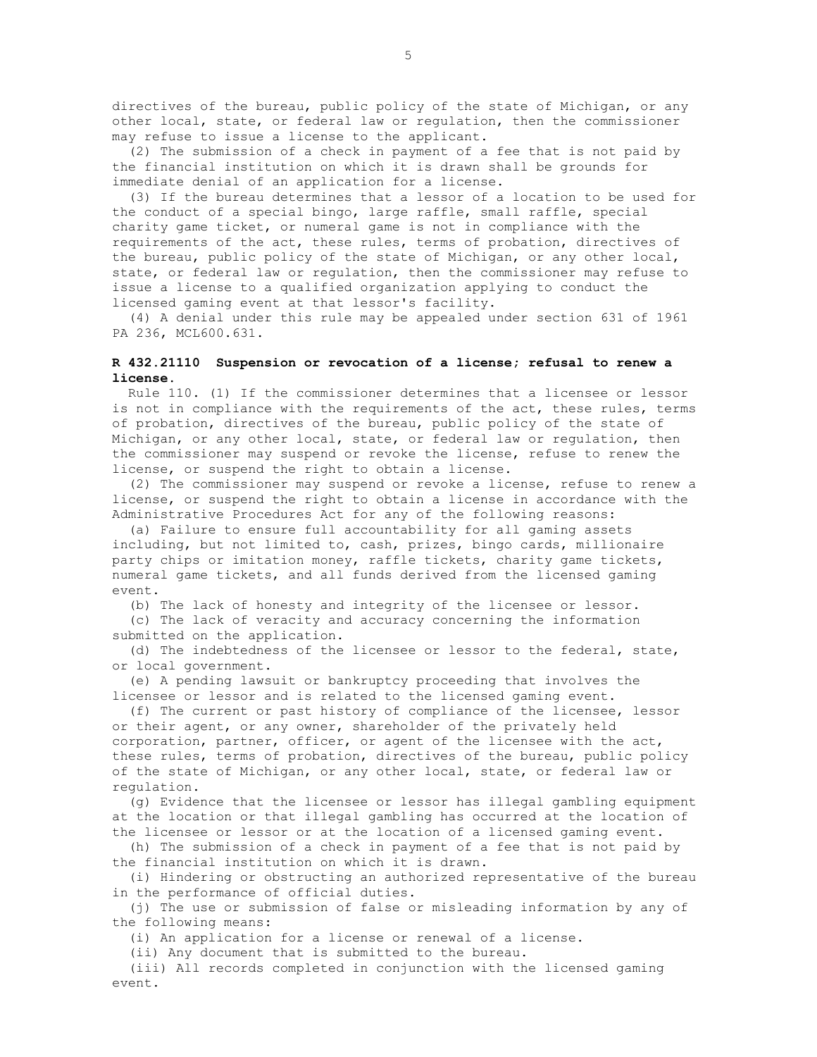directives of the bureau, public policy of the state of Michigan, or any other local, state, or federal law or regulation, then the commissioner may refuse to issue a license to the applicant.

(2) The submission of a check in payment of a fee that is not paid by the financial institution on which it is drawn shall be grounds for immediate denial of an application for a license.

(3) If the bureau determines that a lessor of a location to be used for the conduct of a special bingo, large raffle, small raffle, special charity game ticket, or numeral game is not in compliance with the requirements of the act, these rules, terms of probation, directives of the bureau, public policy of the state of Michigan, or any other local, state, or federal law or regulation, then the commissioner may refuse to issue a license to a qualified organization applying to conduct the licensed gaming event at that lessor's facility.

(4) A denial under this rule may be appealed under section 631 of 1961 PA 236, MCL600.631.

**R 432.21110 Suspension or revocation of a license; refusal to renew a license.**

Rule 110. (1) If the commissioner determines that a licensee or lessor is not in compliance with the requirements of the act, these rules, terms of probation, directives of the bureau, public policy of the state of Michigan, or any other local, state, or federal law or regulation, then the commissioner may suspend or revoke the license, refuse to renew the license, or suspend the right to obtain a license.

(2) The commissioner may suspend or revoke a license, refuse to renew a license, or suspend the right to obtain a license in accordance with the Administrative Procedures Act for any of the following reasons:

(a) Failure to ensure full accountability for all gaming assets including, but not limited to, cash, prizes, bingo cards, millionaire party chips or imitation money, raffle tickets, charity game tickets, numeral game tickets, and all funds derived from the licensed gaming event.

(b) The lack of honesty and integrity of the licensee or lessor.

(c) The lack of veracity and accuracy concerning the information submitted on the application.

(d) The indebtedness of the licensee or lessor to the federal, state, or local government.

(e) A pending lawsuit or bankruptcy proceeding that involves the licensee or lessor and is related to the licensed gaming event.

(f) The current or past history of compliance of the licensee, lessor or their agent, or any owner, shareholder of the privately held corporation, partner, officer, or agent of the licensee with the act, these rules, terms of probation, directives of the bureau, public policy of the state of Michigan, or any other local, state, or federal law or regulation.

(g) Evidence that the licensee or lessor has illegal gambling equipment at the location or that illegal gambling has occurred at the location of the licensee or lessor or at the location of a licensed gaming event.

(h) The submission of a check in payment of a fee that is not paid by the financial institution on which it is drawn.

(i) Hindering or obstructing an authorized representative of the bureau in the performance of official duties.

(j) The use or submission of false or misleading information by any of the following means:

(i) An application for a license or renewal of a license.

(ii) Any document that is submitted to the bureau.

(iii) All records completed in conjunction with the licensed gaming event.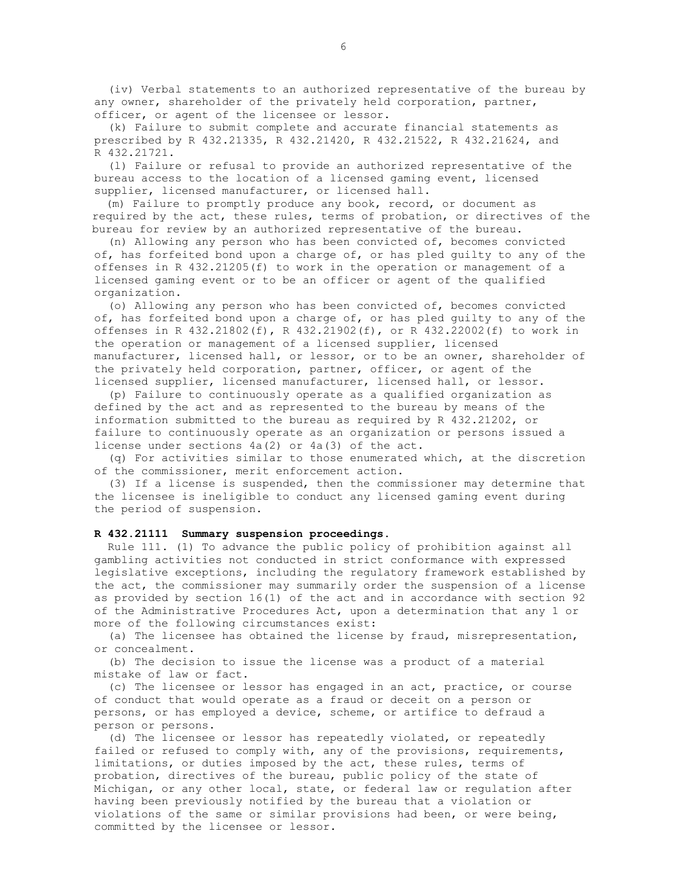(iv) Verbal statements to an authorized representative of the bureau by any owner, shareholder of the privately held corporation, partner, officer, or agent of the licensee or lessor.

(k) Failure to submit complete and accurate financial statements as prescribed by R 432.21335, R 432.21420, R 432.21522, R 432.21624, and R 432.21721.

(l) Failure or refusal to provide an authorized representative of the bureau access to the location of a licensed gaming event, licensed supplier, licensed manufacturer, or licensed hall.

(m) Failure to promptly produce any book, record, or document as required by the act, these rules, terms of probation, or directives of the bureau for review by an authorized representative of the bureau.

(n) Allowing any person who has been convicted of, becomes convicted of, has forfeited bond upon a charge of, or has pled guilty to any of the offenses in R 432.21205(f) to work in the operation or management of a licensed gaming event or to be an officer or agent of the qualified organization.

(o) Allowing any person who has been convicted of, becomes convicted of, has forfeited bond upon a charge of, or has pled guilty to any of the offenses in R 432.21802(f), R 432.21902(f), or R 432.22002(f) to work in the operation or management of a licensed supplier, licensed manufacturer, licensed hall, or lessor, or to be an owner, shareholder of the privately held corporation, partner, officer, or agent of the licensed supplier, licensed manufacturer, licensed hall, or lessor.

(p) Failure to continuously operate as a qualified organization as defined by the act and as represented to the bureau by means of the information submitted to the bureau as required by R 432.21202, or failure to continuously operate as an organization or persons issued a license under sections 4a(2) or 4a(3) of the act.

(q) For activities similar to those enumerated which, at the discretion of the commissioner, merit enforcement action.

(3) If a license is suspended, then the commissioner may determine that the licensee is ineligible to conduct any licensed gaming event during the period of suspension.

**R 432.21111 Summary suspension proceedings.**

Rule 111. (1) To advance the public policy of prohibition against all gambling activities not conducted in strict conformance with expressed legislative exceptions, including the regulatory framework established by the act, the commissioner may summarily order the suspension of a license as provided by section 16(1) of the act and in accordance with section 92 of the Administrative Procedures Act, upon a determination that any 1 or more of the following circumstances exist:

(a) The licensee has obtained the license by fraud, misrepresentation, or concealment.

(b) The decision to issue the license was a product of a material mistake of law or fact.

(c) The licensee or lessor has engaged in an act, practice, or course of conduct that would operate as a fraud or deceit on a person or persons, or has employed a device, scheme, or artifice to defraud a person or persons.

(d) The licensee or lessor has repeatedly violated, or repeatedly failed or refused to comply with, any of the provisions, requirements, limitations, or duties imposed by the act, these rules, terms of probation, directives of the bureau, public policy of the state of Michigan, or any other local, state, or federal law or regulation after having been previously notified by the bureau that a violation or violations of the same or similar provisions had been, or were being, committed by the licensee or lessor.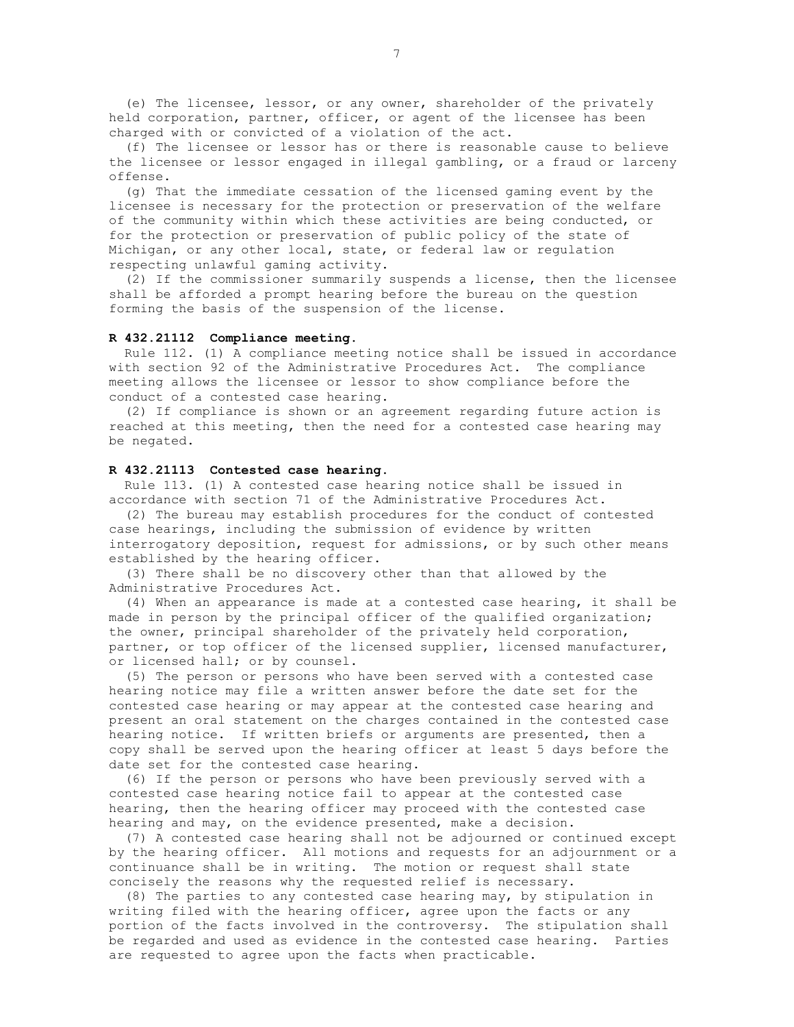(e) The licensee, lessor, or any owner, shareholder of the privately held corporation, partner, officer, or agent of the licensee has been charged with or convicted of a violation of the act.

(f) The licensee or lessor has or there is reasonable cause to believe the licensee or lessor engaged in illegal gambling, or a fraud or larceny offense.

(g) That the immediate cessation of the licensed gaming event by the licensee is necessary for the protection or preservation of the welfare of the community within which these activities are being conducted, or for the protection or preservation of public policy of the state of Michigan, or any other local, state, or federal law or regulation respecting unlawful gaming activity.

(2) If the commissioner summarily suspends a license, then the licensee shall be afforded a prompt hearing before the bureau on the question forming the basis of the suspension of the license.

**R 432.21112 Compliance meeting.**

Rule 112. (1) A compliance meeting notice shall be issued in accordance with section 92 of the Administrative Procedures Act. The compliance meeting allows the licensee or lessor to show compliance before the conduct of a contested case hearing.

(2) If compliance is shown or an agreement regarding future action is reached at this meeting, then the need for a contested case hearing may be negated.

**R 432.21113 Contested case hearing.**

Rule 113. (1) A contested case hearing notice shall be issued in accordance with section 71 of the Administrative Procedures Act.

(2) The bureau may establish procedures for the conduct of contested case hearings, including the submission of evidence by written interrogatory deposition, request for admissions, or by such other means established by the hearing officer.

(3) There shall be no discovery other than that allowed by the Administrative Procedures Act.

(4) When an appearance is made at a contested case hearing, it shall be made in person by the principal officer of the qualified organization; the owner, principal shareholder of the privately held corporation, partner, or top officer of the licensed supplier, licensed manufacturer, or licensed hall; or by counsel.

(5) The person or persons who have been served with a contested case hearing notice may file a written answer before the date set for the contested case hearing or may appear at the contested case hearing and present an oral statement on the charges contained in the contested case hearing notice. If written briefs or arguments are presented, then a copy shall be served upon the hearing officer at least 5 days before the date set for the contested case hearing.

(6) If the person or persons who have been previously served with a contested case hearing notice fail to appear at the contested case hearing, then the hearing officer may proceed with the contested case hearing and may, on the evidence presented, make a decision.

(7) A contested case hearing shall not be adjourned or continued except by the hearing officer. All motions and requests for an adjournment or a continuance shall be in writing. The motion or request shall state concisely the reasons why the requested relief is necessary.

(8) The parties to any contested case hearing may, by stipulation in writing filed with the hearing officer, agree upon the facts or any portion of the facts involved in the controversy. The stipulation shall be regarded and used as evidence in the contested case hearing. Parties are requested to agree upon the facts when practicable.